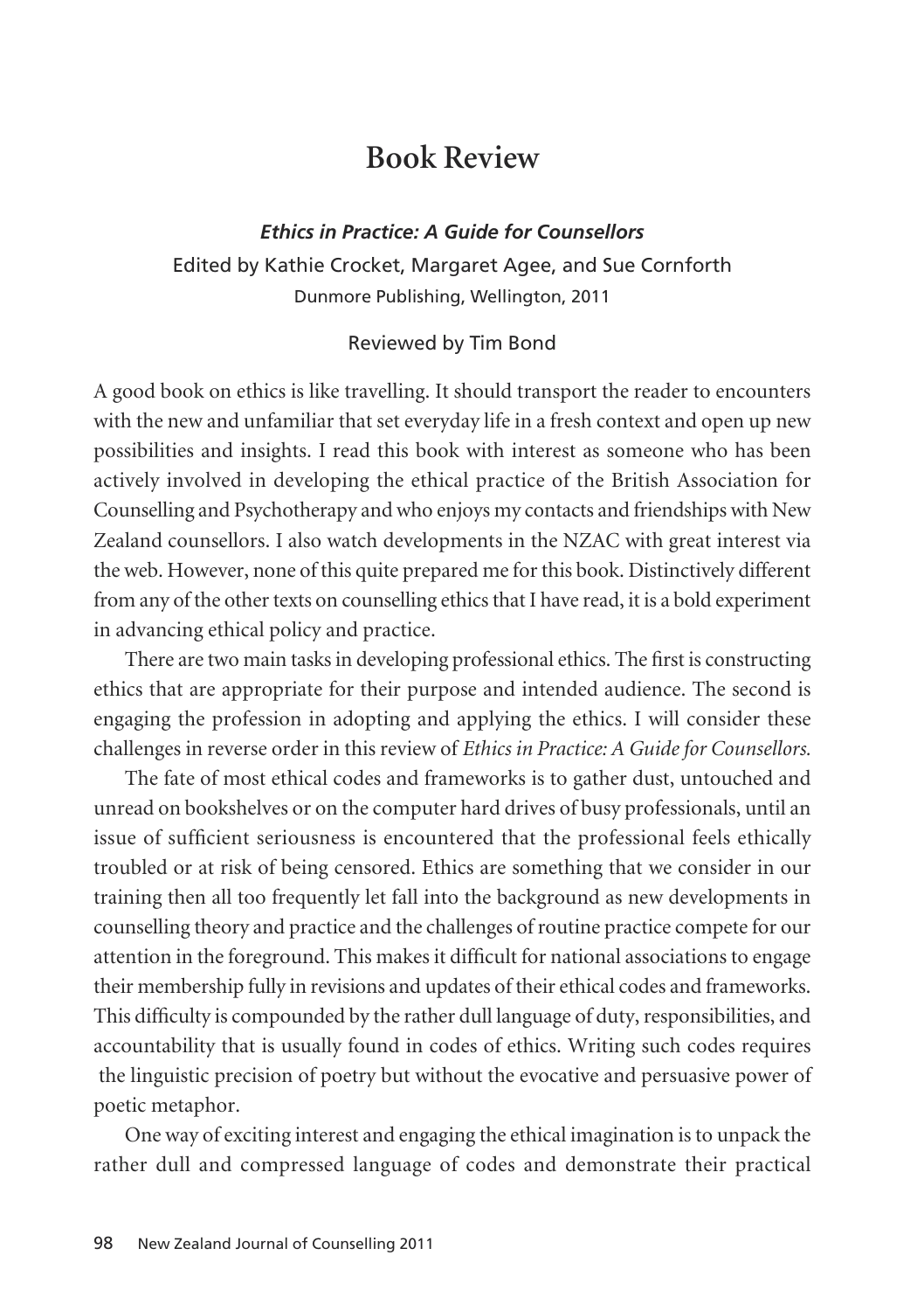# Book Review

***Ethics in Practice: A Guide for Counsellors***

Edited by Kathie Crocket, Margaret Agee, and Sue Cornforth

Dunmore Publishing, Wellington, 2011

Reviewed by Tim Bond

A good book on ethics is like travelling. It should transport the reader to encounters with the new and unfamiliar that set everyday life in a fresh context and open up new possibilities and insights. I read this book with interest as someone who has been actively involved in developing the ethical practice of the British Association for Counselling and Psychotherapy and who enjoys my contacts and friendships with New Zealand counsellors. I also watch developments in the NZAC with great interest via the web. However, none of this quite prepared me for this book. Distinctively different from any of the other texts on counselling ethics that I have read, it is a bold experiment in advancing ethical policy and practice.

There are two main tasks in developing professional ethics. The first is constructing ethics that are appropriate for their purpose and intended audience. The second is engaging the profession in adopting and applying the ethics. I will consider these challenges in reverse order in this review of *Ethics in Practice: A Guide for Counsellors.*

The fate of most ethical codes and frameworks is to gather dust, untouched and unread on bookshelves or on the computer hard drives of busy professionals, until an issue of sufficient seriousness is encountered that the professional feels ethically troubled or at risk of being censored. Ethics are something that we consider in our training then all too frequently let fall into the background as new developments in counselling theory and practice and the challenges of routine practice compete for our attention in the foreground. This makes it difficult for national associations to engage their membership fully in revisions and updates of their ethical codes and frameworks. This difficulty is compounded by the rather dull language of duty, responsibilities, and accountability that is usually found in codes of ethics. Writing such codes requires the linguistic precision of poetry but without the evocative and persuasive power of poetic metaphor.

One way of exciting interest and engaging the ethical imagination is to unpack the rather dull and compressed language of codes and demonstrate their practical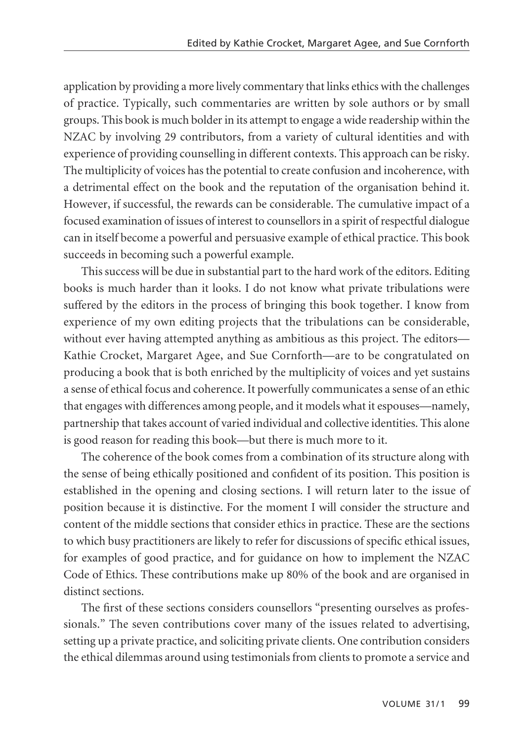application by providing a more lively commentary that links ethics with the challenges of practice. Typically, such commentaries are written by sole authors or by small groups. This book is much bolder in its attempt to engage a wide readership within the NZAC by involving 29 contributors, from a variety of cultural identities and with experience of providing counselling in different contexts. This approach can be risky. The multiplicity of voices has the potential to create confusion and incoherence, with a detrimental effect on the book and the reputation of the organisation behind it. However, if successful, the rewards can be considerable. The cumulative impact of a focused examination of issues of interest to counsellors in a spirit of respectful dialogue can in itself become a powerful and persuasive example of ethical practice. This book succeeds in becoming such a powerful example.

This success will be due in substantial part to the hard work of the editors. Editing books is much harder than it looks. I do not know what private tribulations were suffered by the editors in the process of bringing this book together. I know from experience of my own editing projects that the tribulations can be considerable, without ever having attempted anything as ambitious as this project. The editors—Kathie Crocket, Margaret Agee, and Sue Cornforth—are to be congratulated on producing a book that is both enriched by the multiplicity of voices and yet sustains a sense of ethical focus and coherence. It powerfully communicates a sense of an ethic that engages with differences among people, and it models what it espouses—namely, partnership that takes account of varied individual and collective identities. This alone is good reason for reading this book—but there is much more to it.

The coherence of the book comes from a combination of its structure along with the sense of being ethically positioned and confident of its position. This position is established in the opening and closing sections. I will return later to the issue of position because it is distinctive. For the moment I will consider the structure and content of the middle sections that consider ethics in practice. These are the sections to which busy practitioners are likely to refer for discussions of specific ethical issues, for examples of good practice, and for guidance on how to implement the NZAC Code of Ethics. These contributions make up 80% of the book and are organised in distinct sections.

The first of these sections considers counsellors "presenting ourselves as professionals." The seven contributions cover many of the issues related to advertising, setting up a private practice, and soliciting private clients. One contribution considers the ethical dilemmas around using testimonials from clients to promote a service and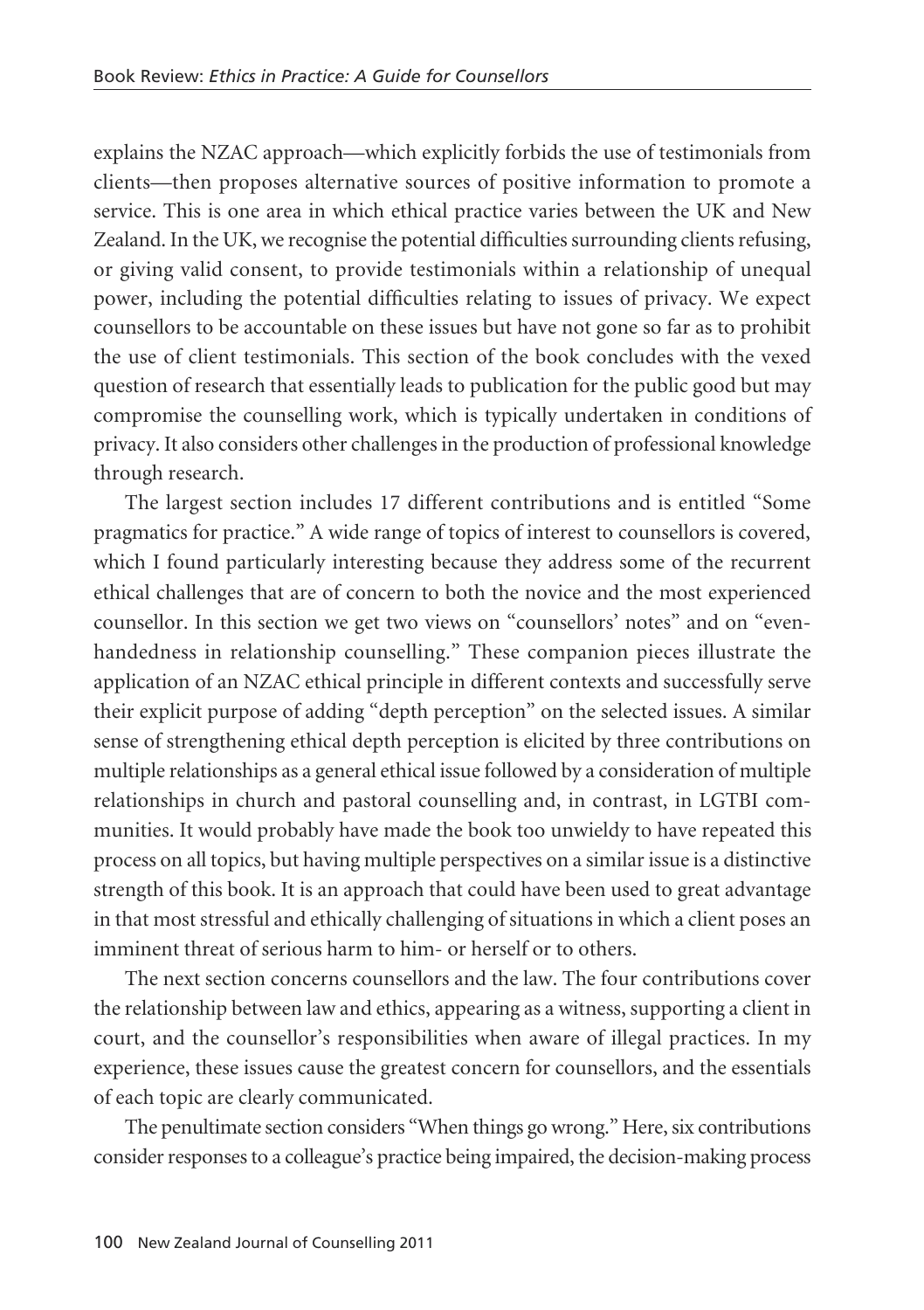explains the NZAC approach—which explicitly forbids the use of testimonials from clients—then proposes alternative sources of positive information to promote a service. This is one area in which ethical practice varies between the UK and New Zealand. In the UK, we recognise the potential difficulties surrounding clients refusing, or giving valid consent, to provide testimonials within a relationship of unequal power, including the potential difficulties relating to issues of privacy. We expect counsellors to be accountable on these issues but have not gone so far as to prohibit the use of client testimonials. This section of the book concludes with the vexed question of research that essentially leads to publication for the public good but may compromise the counselling work, which is typically undertaken in conditions of privacy. It also considers other challenges in the production of professional knowledge through research.

The largest section includes 17 different contributions and is entitled "Some pragmatics for practice." A wide range of topics of interest to counsellors is covered, which I found particularly interesting because they address some of the recurrent ethical challenges that are of concern to both the novice and the most experienced counsellor. In this section we get two views on "counsellors' notes" and on "even-handedness in relationship counselling." These companion pieces illustrate the application of an NZAC ethical principle in different contexts and successfully serve their explicit purpose of adding "depth perception" on the selected issues. A similar sense of strengthening ethical depth perception is elicited by three contributions on multiple relationships as a general ethical issue followed by a consideration of multiple relationships in church and pastoral counselling and, in contrast, in LGTBI communities. It would probably have made the book too unwieldy to have repeated this process on all topics, but having multiple perspectives on a similar issue is a distinctive strength of this book. It is an approach that could have been used to great advantage in that most stressful and ethically challenging of situations in which a client poses an imminent threat of serious harm to him- or herself or to others.

The next section concerns counsellors and the law. The four contributions cover the relationship between law and ethics, appearing as a witness, supporting a client in court, and the counsellor's responsibilities when aware of illegal practices. In my experience, these issues cause the greatest concern for counsellors, and the essentials of each topic are clearly communicated.

The penultimate section considers "When things go wrong." Here, six contributions consider responses to a colleague's practice being impaired, the decision-making process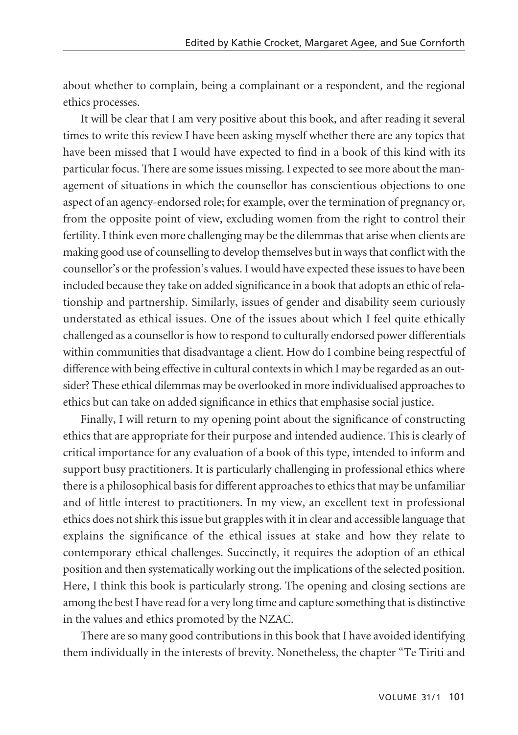about whether to complain, being a complainant or a respondent, and the regional ethics processes.

It will be clear that I am very positive about this book, and after reading it several times to write this review I have been asking myself whether there are any topics that have been missed that I would have expected to find in a book of this kind with its particular focus. There are some issues missing. I expected to see more about the management of situations in which the counsellor has conscientious objections to one aspect of an agency-endorsed role; for example, over the termination of pregnancy or, from the opposite point of view, excluding women from the right to control their fertility. I think even more challenging may be the dilemmas that arise when clients are making good use of counselling to develop themselves but in ways that conflict with the counsellor's or the profession's values. I would have expected these issues to have been included because they take on added significance in a book that adopts an ethic of relationship and partnership. Similarly, issues of gender and disability seem curiously understated as ethical issues. One of the issues about which I feel quite ethically challenged as a counsellor is how to respond to culturally endorsed power differentials within communities that disadvantage a client. How do I combine being respectful of difference with being effective in cultural contexts in which I may be regarded as an outsider? These ethical dilemmas may be overlooked in more individualised approaches to ethics but can take on added significance in ethics that emphasise social justice.

Finally, I will return to my opening point about the significance of constructing ethics that are appropriate for their purpose and intended audience. This is clearly of critical importance for any evaluation of a book of this type, intended to inform and support busy practitioners. It is particularly challenging in professional ethics where there is a philosophical basis for different approaches to ethics that may be unfamiliar and of little interest to practitioners. In my view, an excellent text in professional ethics does not shirk this issue but grapples with it in clear and accessible language that explains the significance of the ethical issues at stake and how they relate to contemporary ethical challenges. Succinctly, it requires the adoption of an ethical position and then systematically working out the implications of the selected position. Here, I think this book is particularly strong. The opening and closing sections are among the best I have read for a very long time and capture something that is distinctive in the values and ethics promoted by the NZAC.

There are so many good contributions in this book that I have avoided identifying them individually in the interests of brevity. Nonetheless, the chapter "Te Tiriti and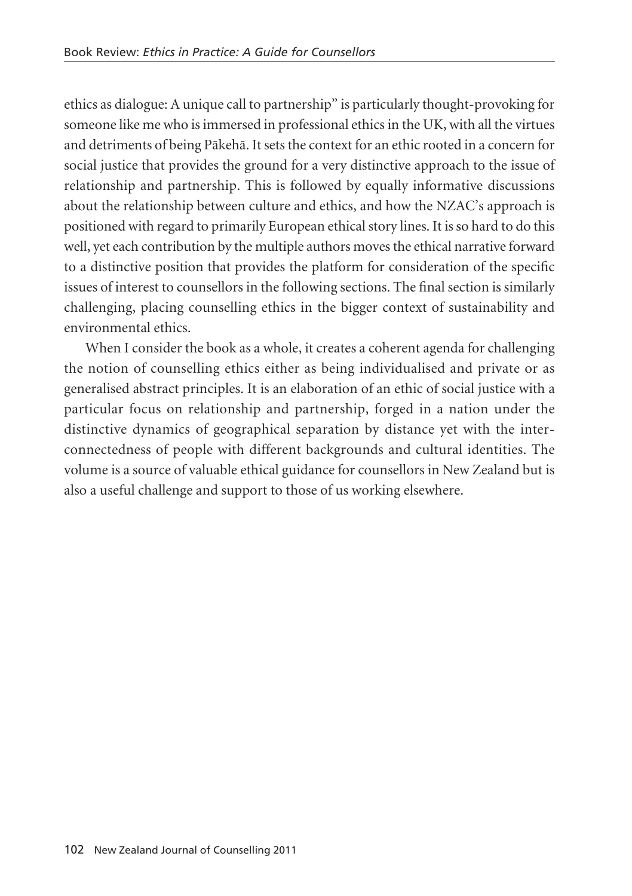ethics as dialogue: A unique call to partnership" is particularly thought-provoking for someone like me who is immersed in professional ethics in the UK, with all the virtues and detriments of being Pākehā. It sets the context for an ethic rooted in a concern for social justice that provides the ground for a very distinctive approach to the issue of relationship and partnership. This is followed by equally informative discussions about the relationship between culture and ethics, and how the NZAC's approach is positioned with regard to primarily European ethical story lines. It is so hard to do this well, yet each contribution by the multiple authors moves the ethical narrative forward to a distinctive position that provides the platform for consideration of the specific issues of interest to counsellors in the following sections. The final section is similarly challenging, placing counselling ethics in the bigger context of sustainability and environmental ethics.

When I consider the book as a whole, it creates a coherent agenda for challenging the notion of counselling ethics either as being individualised and private or as generalised abstract principles. It is an elaboration of an ethic of social justice with a particular focus on relationship and partnership, forged in a nation under the distinctive dynamics of geographical separation by distance yet with the interconnectedness of people with different backgrounds and cultural identities. The volume is a source of valuable ethical guidance for counsellors in New Zealand but is also a useful challenge and support to those of us working elsewhere.